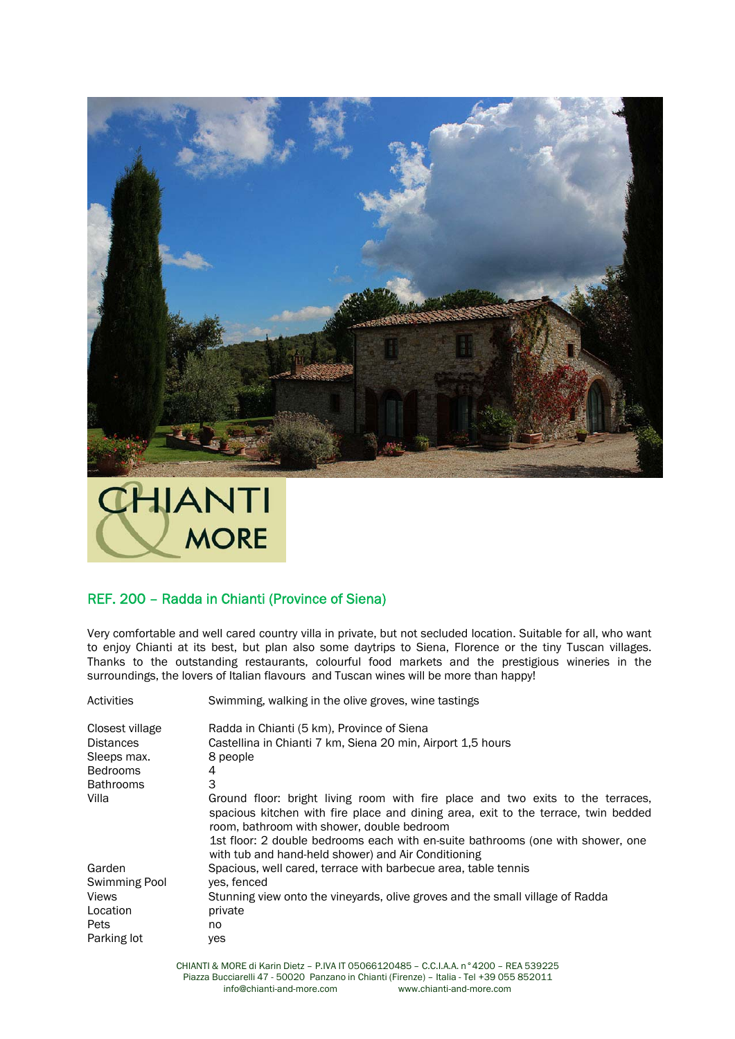CHIANTI & MORE

## REF. 200 – Radda in Chianti (Province of Siena)

Very comfortable and well cared country villa in private, but not secluded location. Suitable for all, who want to enjoy Chianti at its best, but plan also some daytrips to Siena, Florence or the tiny Tuscan villages. Thanks to the outstanding restaurants, colourful food markets and the prestigious wineries in the surroundings, the lovers of Italian flavours and Tuscan wines will be more than happy!

| | |
|---|---|
| Activities | Swimming, walking in the olive groves, wine tastings |
| Closest village | Radda in Chianti (5 km), Province of Siena |
| Distances | Castellina in Chianti 7 km, Siena 20 min, Airport 1,5 hours |
| Sleeps max. | 8 people |
| Bedrooms | 4 |
| Bathrooms | 3 |
| Villa | Ground floor: bright living room with fire place and two exits to the terraces, spacious kitchen with fire place and dining area, exit to the terrace, twin bedded room, bathroom with shower, double bedroom<br>1st floor: 2 double bedrooms each with en-suite bathrooms (one with shower, one with tub and hand-held shower) and Air Conditioning |
| Garden | Spacious, well cared, terrace with barbecue area, table tennis |
| Swimming Pool | yes, fenced |
| Views | Stunning view onto the vineyards, olive groves and the small village of Radda |
| Location | private |
| Pets | no |
| Parking lot | yes |

CHIANTI & MORE di Karin Dietz – P.IVA IT 05066120485 – C.C.I.A.A. n° 4200 – REA 539225
Piazza Bucciarelli 47 - 50020 Panzano in Chianti (Firenze) – Italia - Tel +39 055 852011
info@chianti-and-more.com www.chianti-and-more.com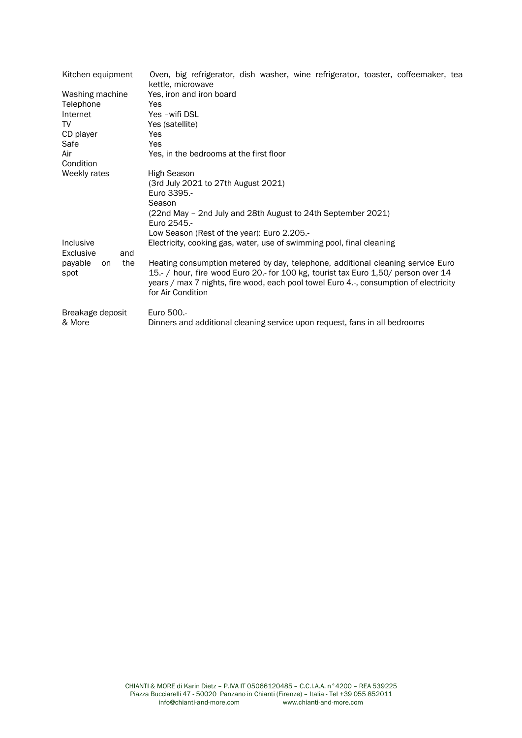| | |
|---|---|
| Kitchen equipment | Oven, big refrigerator, dish washer, wine refrigerator, toaster, coffeemaker, tea kettle, microwave |
| Washing machine | Yes, iron and iron board |
| Telephone | Yes |
| Internet | Yes –wifi DSL |
| TV | Yes (satellite) |
| CD player | Yes |
| Safe | Yes |
| Air Condition | Yes, in the bedrooms at the first floor |
| Weekly rates | High Season<br>(3rd July 2021 to 27th August 2021)<br>Euro 3395.-<br>Season<br>(22nd May – 2nd July and 28th August to 24th September 2021)<br>Euro 2545.-<br>Low Season (Rest of the year): Euro 2.205.- |
| Inclusive | Electricity, cooking gas, water, use of swimming pool, final cleaning |
| Exclusive and payable on the spot | Heating consumption metered by day, telephone, additional cleaning service Euro 15.- / hour, fire wood Euro 20.- for 100 kg, tourist tax Euro 1,50/ person over 14 years / max 7 nights, fire wood, each pool towel Euro 4.-, consumption of electricity for Air Condition |
| Breakage deposit | Euro 500.- |
| & More | Dinners and additional cleaning service upon request, fans in all bedrooms |

CHIANTI & MORE di Karin Dietz – P.IVA IT 05066120485 – C.C.I.A.A. n° 4200 – REA 539225
Piazza Bucciarelli 47 - 50020 Panzano in Chianti (Firenze) – Italia - Tel +39 055 852011
info@chianti-and-more.com www.chianti-and-more.com